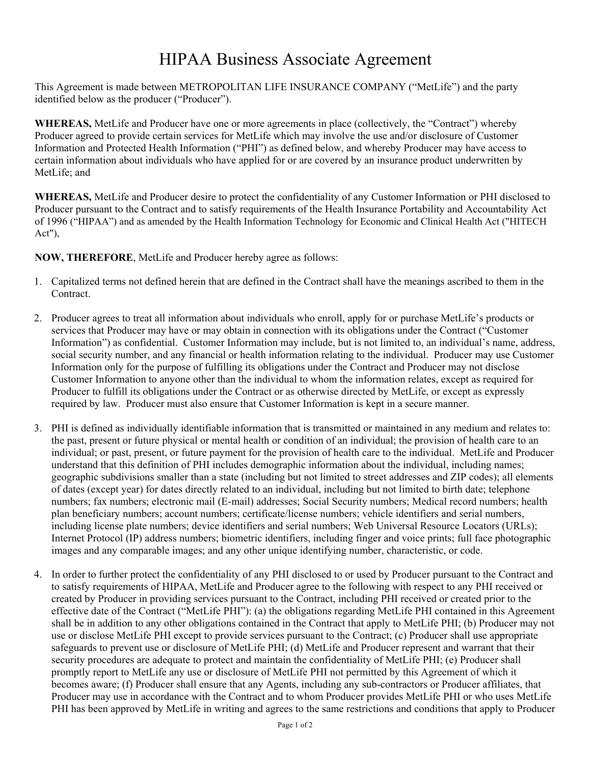# HIPAA Business Associate Agreement

This Agreement is made between METROPOLITAN LIFE INSURANCE COMPANY ("MetLife") and the party identified below as the producer ("Producer").

**WHEREAS,** MetLife and Producer have one or more agreements in place (collectively, the "Contract") whereby Producer agreed to provide certain services for MetLife which may involve the use and/or disclosure of Customer Information and Protected Health Information ("PHI") as defined below, and whereby Producer may have access to certain information about individuals who have applied for or are covered by an insurance product underwritten by MetLife; and

**WHEREAS,** MetLife and Producer desire to protect the confidentiality of any Customer Information or PHI disclosed to Producer pursuant to the Contract and to satisfy requirements of the Health Insurance Portability and Accountability Act of 1996 ("HIPAA") and as amended by the Health Information Technology for Economic and Clinical Health Act ("HITECH Act"),

**NOW, THEREFORE**, MetLife and Producer hereby agree as follows:

1. Capitalized terms not defined herein that are defined in the Contract shall have the meanings ascribed to them in the Contract.

2. Producer agrees to treat all information about individuals who enroll, apply for or purchase MetLife's products or services that Producer may have or may obtain in connection with its obligations under the Contract ("Customer Information") as confidential. Customer Information may include, but is not limited to, an individual's name, address, social security number, and any financial or health information relating to the individual. Producer may use Customer Information only for the purpose of fulfilling its obligations under the Contract and Producer may not disclose Customer Information to anyone other than the individual to whom the information relates, except as required for Producer to fulfill its obligations under the Contract or as otherwise directed by MetLife, or except as expressly required by law. Producer must also ensure that Customer Information is kept in a secure manner.

3. PHI is defined as individually identifiable information that is transmitted or maintained in any medium and relates to: the past, present or future physical or mental health or condition of an individual; the provision of health care to an individual; or past, present, or future payment for the provision of health care to the individual. MetLife and Producer understand that this definition of PHI includes demographic information about the individual, including names; geographic subdivisions smaller than a state (including but not limited to street addresses and ZIP codes); all elements of dates (except year) for dates directly related to an individual, including but not limited to birth date; telephone numbers; fax numbers; electronic mail (E-mail) addresses; Social Security numbers; Medical record numbers; health plan beneficiary numbers; account numbers; certificate/license numbers; vehicle identifiers and serial numbers, including license plate numbers; device identifiers and serial numbers; Web Universal Resource Locators (URLs); Internet Protocol (IP) address numbers; biometric identifiers, including finger and voice prints; full face photographic images and any comparable images; and any other unique identifying number, characteristic, or code.

4. In order to further protect the confidentiality of any PHI disclosed to or used by Producer pursuant to the Contract and to satisfy requirements of HIPAA, MetLife and Producer agree to the following with respect to any PHI received or created by Producer in providing services pursuant to the Contract, including PHI received or created prior to the effective date of the Contract ("MetLife PHI"): (a) the obligations regarding MetLife PHI contained in this Agreement shall be in addition to any other obligations contained in the Contract that apply to MetLife PHI; (b) Producer may not use or disclose MetLife PHI except to provide services pursuant to the Contract; (c) Producer shall use appropriate safeguards to prevent use or disclosure of MetLife PHI; (d) MetLife and Producer represent and warrant that their security procedures are adequate to protect and maintain the confidentiality of MetLife PHI; (e) Producer shall promptly report to MetLife any use or disclosure of MetLife PHI not permitted by this Agreement of which it becomes aware; (f) Producer shall ensure that any Agents, including any sub-contractors or Producer affiliates, that Producer may use in accordance with the Contract and to whom Producer provides MetLife PHI or who uses MetLife PHI has been approved by MetLife in writing and agrees to the same restrictions and conditions that apply to Producer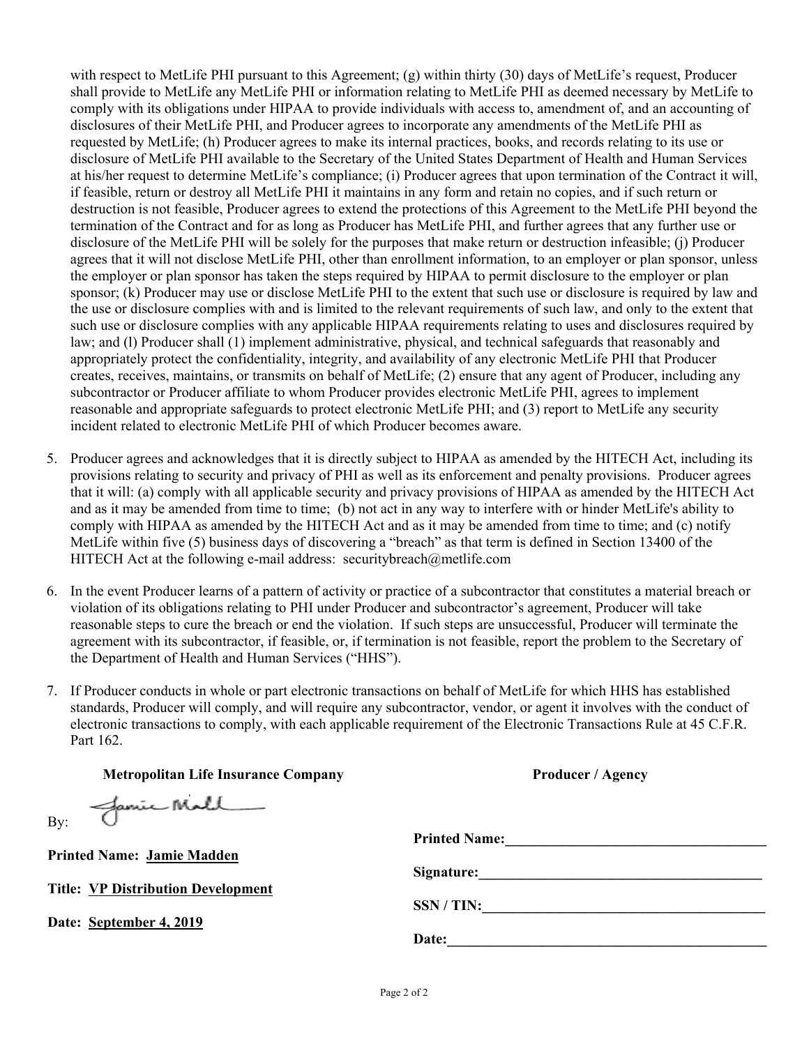with respect to MetLife PHI pursuant to this Agreement; (g) within thirty (30) days of MetLife's request, Producer shall provide to MetLife any MetLife PHI or information relating to MetLife PHI as deemed necessary by MetLife to comply with its obligations under HIPAA to provide individuals with access to, amendment of, and an accounting of disclosures of their MetLife PHI, and Producer agrees to incorporate any amendments of the MetLife PHI as requested by MetLife; (h) Producer agrees to make its internal practices, books, and records relating to its use or disclosure of MetLife PHI available to the Secretary of the United States Department of Health and Human Services at his/her request to determine MetLife's compliance; (i) Producer agrees that upon termination of the Contract it will, if feasible, return or destroy all MetLife PHI it maintains in any form and retain no copies, and if such return or destruction is not feasible, Producer agrees to extend the protections of this Agreement to the MetLife PHI beyond the termination of the Contract and for as long as Producer has MetLife PHI, and further agrees that any further use or disclosure of the MetLife PHI will be solely for the purposes that make return or destruction infeasible; (j) Producer agrees that it will not disclose MetLife PHI, other than enrollment information, to an employer or plan sponsor, unless the employer or plan sponsor has taken the steps required by HIPAA to permit disclosure to the employer or plan sponsor; (k) Producer may use or disclose MetLife PHI to the extent that such use or disclosure is required by law and the use or disclosure complies with and is limited to the relevant requirements of such law, and only to the extent that such use or disclosure complies with any applicable HIPAA requirements relating to uses and disclosures required by law; and (l) Producer shall (1) implement administrative, physical, and technical safeguards that reasonably and appropriately protect the confidentiality, integrity, and availability of any electronic MetLife PHI that Producer creates, receives, maintains, or transmits on behalf of MetLife; (2) ensure that any agent of Producer, including any subcontractor or Producer affiliate to whom Producer provides electronic MetLife PHI, agrees to implement reasonable and appropriate safeguards to protect electronic MetLife PHI; and (3) report to MetLife any security incident related to electronic MetLife PHI of which Producer becomes aware.

5. Producer agrees and acknowledges that it is directly subject to HIPAA as amended by the HITECH Act, including its provisions relating to security and privacy of PHI as well as its enforcement and penalty provisions. Producer agrees that it will: (a) comply with all applicable security and privacy provisions of HIPAA as amended by the HITECH Act and as it may be amended from time to time; (b) not act in any way to interfere with or hinder MetLife's ability to comply with HIPAA as amended by the HITECH Act and as it may be amended from time to time; and (c) notify MetLife within five (5) business days of discovering a "breach" as that term is defined in Section 13400 of the HITECH Act at the following e-mail address: securitybreach@metlife.com

6. In the event Producer learns of a pattern of activity or practice of a subcontractor that constitutes a material breach or violation of its obligations relating to PHI under Producer and subcontractor's agreement, Producer will take reasonable steps to cure the breach or end the violation. If such steps are unsuccessful, Producer will terminate the agreement with its subcontractor, if feasible, or, if termination is not feasible, report the problem to the Secretary of the Department of Health and Human Services ("HHS").

7. If Producer conducts in whole or part electronic transactions on behalf of MetLife for which HHS has established standards, Producer will comply, and will require any subcontractor, vendor, or agent it involves with the conduct of electronic transactions to comply, with each applicable requirement of the Electronic Transactions Rule at 45 C.F.R. Part 162.

**Metropolitan Life Insurance Company**

By: Jamie Madden

**Printed Name: Jamie Madden**

**Title: VP Distribution Development**

**Date: September 4, 2019**

**Producer / Agency**

**Printed Name:**\_\_\_\_\_\_\_\_\_\_\_\_\_\_\_\_\_\_\_\_\_\_\_\_\_\_\_\_\_\_\_\_\_\_\_\_

**Signature:**\_\_\_\_\_\_\_\_\_\_\_\_\_\_\_\_\_\_\_\_\_\_\_\_\_\_\_\_\_\_\_\_\_\_\_\_\_\_\_

**SSN / TIN:**\_\_\_\_\_\_\_\_\_\_\_\_\_\_\_\_\_\_\_\_\_\_\_\_\_\_\_\_\_\_\_\_\_\_\_\_\_\_\_

**Date:**\_\_\_\_\_\_\_\_\_\_\_\_\_\_\_\_\_\_\_\_\_\_\_\_\_\_\_\_\_\_\_\_\_\_\_\_\_\_\_\_\_\_\_\_